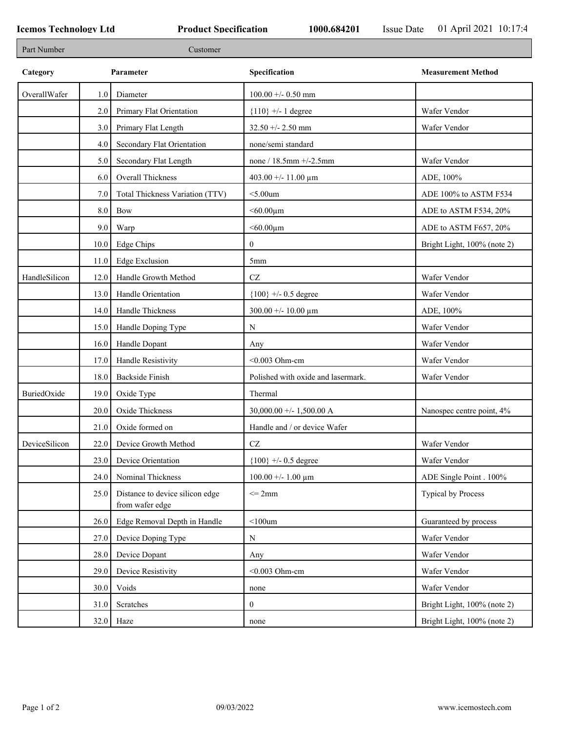**Icemos Technology Ltd** | **Product Specification** | **1000.684201** | Issue Date 01 April 2021 10:17:4

| Part Number | Customer |
|---|---|

| Category | | Parameter | Specification | Measurement Method |
|---|---|---|---|---|
| OverallWafer | 1.0 | Diameter | 100.00 +/- 0.50 mm | |
| | 2.0 | Primary Flat Orientation | {110} +/- 1 degree | Wafer Vendor |
| | 3.0 | Primary Flat Length | 32.50 +/- 2.50 mm | Wafer Vendor |
| | 4.0 | Secondary Flat Orientation | none/semi standard | |
| | 5.0 | Secondary Flat Length | none / 18.5mm +/-2.5mm | Wafer Vendor |
| | 6.0 | Overall Thickness | 403.00 +/- 11.00 µm | ADE, 100% |
| | 7.0 | Total Thickness Variation (TTV) | <5.00um | ADE 100% to ASTM F534 |
| | 8.0 | Bow | <60.00µm | ADE to ASTM F534, 20% |
| | 9.0 | Warp | <60.00µm | ADE to ASTM F657, 20% |
| | 10.0 | Edge Chips | 0 | Bright Light, 100% (note 2) |
| | 11.0 | Edge Exclusion | 5mm | |
| HandleSilicon | 12.0 | Handle Growth Method | CZ | Wafer Vendor |
| | 13.0 | Handle Orientation | {100} +/- 0.5 degree | Wafer Vendor |
| | 14.0 | Handle Thickness | 300.00 +/- 10.00 µm | ADE, 100% |
| | 15.0 | Handle Doping Type | N | Wafer Vendor |
| | 16.0 | Handle Dopant | Any | Wafer Vendor |
| | 17.0 | Handle Resistivity | <0.003 Ohm-cm | Wafer Vendor |
| | 18.0 | Backside Finish | Polished with oxide and lasermark. | Wafer Vendor |
| BuriedOxide | 19.0 | Oxide Type | Thermal | |
| | 20.0 | Oxide Thickness | 30,000.00 +/- 1,500.00 A | Nanospec centre point, 4% |
| | 21.0 | Oxide formed on | Handle and / or device Wafer | |
| DeviceSilicon | 22.0 | Device Growth Method | CZ | Wafer Vendor |
| | 23.0 | Device Orientation | {100} +/- 0.5 degree | Wafer Vendor |
| | 24.0 | Nominal Thickness | 100.00 +/- 1.00 µm | ADE Single Point . 100% |
| | 25.0 | Distance to device silicon edge from wafer edge | <= 2mm | Typical by Process |
| | 26.0 | Edge Removal Depth in Handle | <100um | Guaranteed by process |
| | 27.0 | Device Doping Type | N | Wafer Vendor |
| | 28.0 | Device Dopant | Any | Wafer Vendor |
| | 29.0 | Device Resistivity | <0.003 Ohm-cm | Wafer Vendor |
| | 30.0 | Voids | none | Wafer Vendor |
| | 31.0 | Scratches | 0 | Bright Light, 100% (note 2) |
| | 32.0 | Haze | none | Bright Light, 100% (note 2) |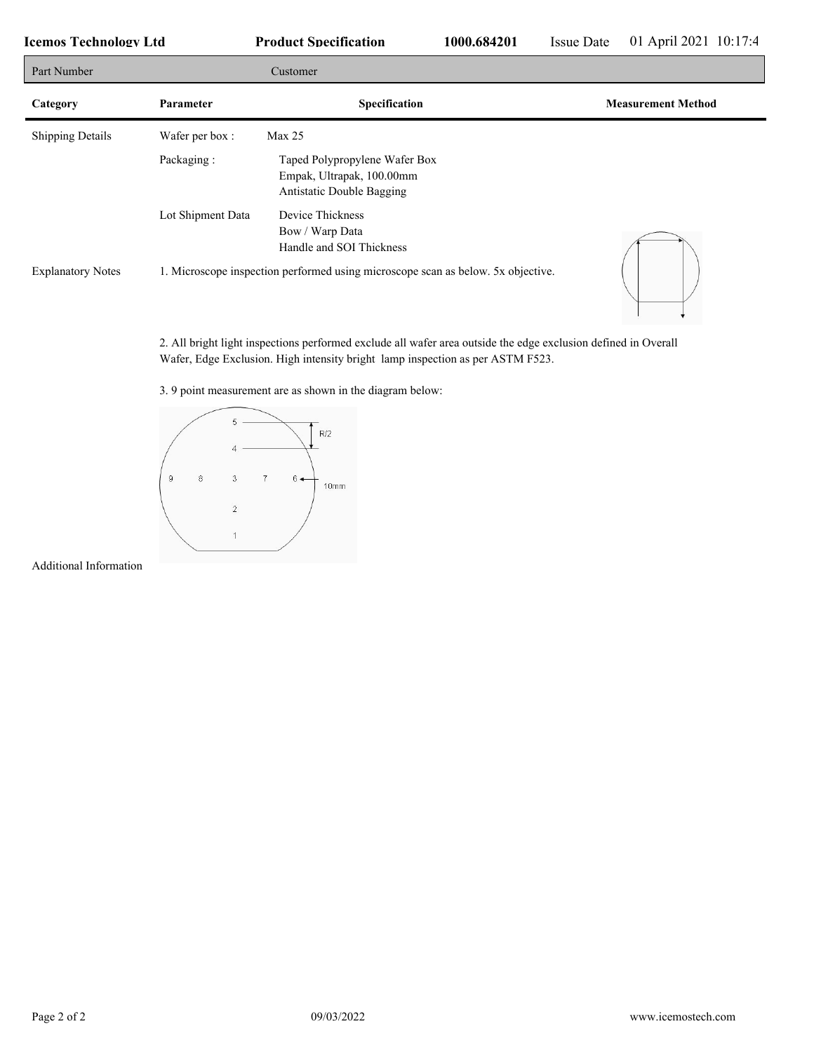| Part Number | Customer | | |
|---|---|---|---|
| **Category** | **Parameter** | **Specification** | **Measurement Method** |
| Shipping Details | Wafer per box : | Max 25 | |
| | Packaging : | Taped Polypropylene Wafer Box<br>Empak, Ultrapak, 100.00mm<br>Antistatic Double Bagging | |
| | Lot Shipment Data | Device Thickness<br>Bow / Warp Data<br>Handle and SOI Thickness | |
| Explanatory Notes | 1. Microscope inspection performed using microscope scan as below. 5x objective. | | |

2. All bright light inspections performed exclude all wafer area outside the edge exclusion defined in Overall Wafer, Edge Exclusion. High intensity bright lamp inspection as per ASTM F523.

3. 9 point measurement are as shown in the diagram below:

5
4
R/2
9 8 3 7 6
10mm
2
1

Additional Information